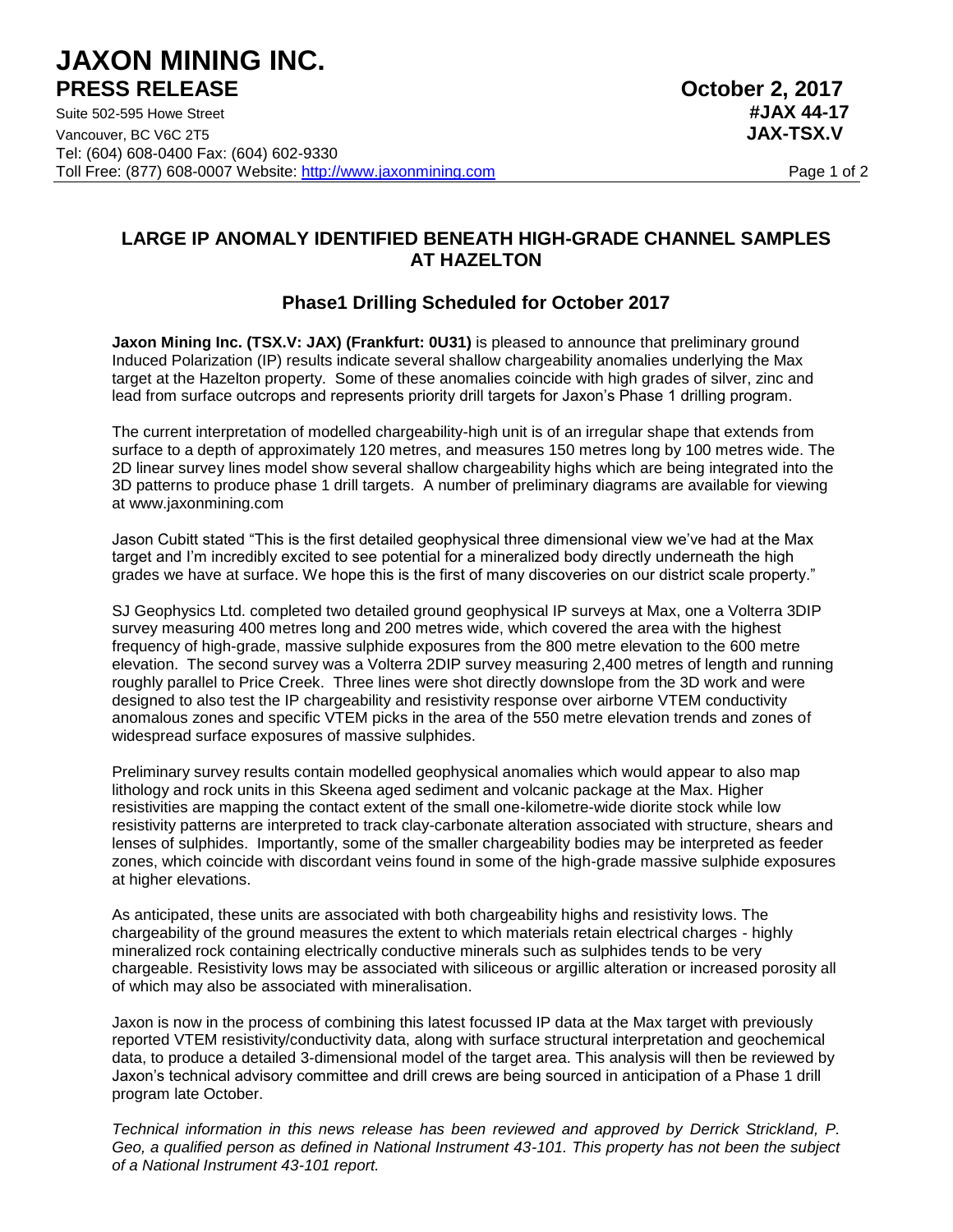# JAXON MINING INC.

**PRESS RELEASE** **October 2, 2017**

Suite 502-595 Howe Street **#JAX 44-17**
Vancouver, BC V6C 2T5 **JAX-TSX.V**
Tel: (604) 608-0400 Fax: (604) 602-9330
Toll Free: (877) 608-0007 Website: http://www.jaxonmining.com

## LARGE IP ANOMALY IDENTIFIED BENEATH HIGH-GRADE CHANNEL SAMPLES AT HAZELTON

### Phase1 Drilling Scheduled for October 2017

**Jaxon Mining Inc. (TSX.V: JAX) (Frankfurt: 0U31)** is pleased to announce that preliminary ground Induced Polarization (IP) results indicate several shallow chargeability anomalies underlying the Max target at the Hazelton property. Some of these anomalies coincide with high grades of silver, zinc and lead from surface outcrops and represents priority drill targets for Jaxon's Phase 1 drilling program.

The current interpretation of modelled chargeability-high unit is of an irregular shape that extends from surface to a depth of approximately 120 metres, and measures 150 metres long by 100 metres wide. The 2D linear survey lines model show several shallow chargeability highs which are being integrated into the 3D patterns to produce phase 1 drill targets. A number of preliminary diagrams are available for viewing at www.jaxonmining.com

Jason Cubitt stated "This is the first detailed geophysical three dimensional view we've had at the Max target and I'm incredibly excited to see potential for a mineralized body directly underneath the high grades we have at surface. We hope this is the first of many discoveries on our district scale property."

SJ Geophysics Ltd. completed two detailed ground geophysical IP surveys at Max, one a Volterra 3DIP survey measuring 400 metres long and 200 metres wide, which covered the area with the highest frequency of high-grade, massive sulphide exposures from the 800 metre elevation to the 600 metre elevation. The second survey was a Volterra 2DIP survey measuring 2,400 metres of length and running roughly parallel to Price Creek. Three lines were shot directly downslope from the 3D work and were designed to also test the IP chargeability and resistivity response over airborne VTEM conductivity anomalous zones and specific VTEM picks in the area of the 550 metre elevation trends and zones of widespread surface exposures of massive sulphides.

Preliminary survey results contain modelled geophysical anomalies which would appear to also map lithology and rock units in this Skeena aged sediment and volcanic package at the Max. Higher resistivities are mapping the contact extent of the small one-kilometre-wide diorite stock while low resistivity patterns are interpreted to track clay-carbonate alteration associated with structure, shears and lenses of sulphides. Importantly, some of the smaller chargeability bodies may be interpreted as feeder zones, which coincide with discordant veins found in some of the high-grade massive sulphide exposures at higher elevations.

As anticipated, these units are associated with both chargeability highs and resistivity lows. The chargeability of the ground measures the extent to which materials retain electrical charges - highly mineralized rock containing electrically conductive minerals such as sulphides tends to be very chargeable. Resistivity lows may be associated with siliceous or argillic alteration or increased porosity all of which may also be associated with mineralisation.

Jaxon is now in the process of combining this latest focussed IP data at the Max target with previously reported VTEM resistivity/conductivity data, along with surface structural interpretation and geochemical data, to produce a detailed 3-dimensional model of the target area. This analysis will then be reviewed by Jaxon's technical advisory committee and drill crews are being sourced in anticipation of a Phase 1 drill program late October.

*Technical information in this news release has been reviewed and approved by Derrick Strickland, P. Geo, a qualified person as defined in National Instrument 43-101. This property has not been the subject of a National Instrument 43-101 report.*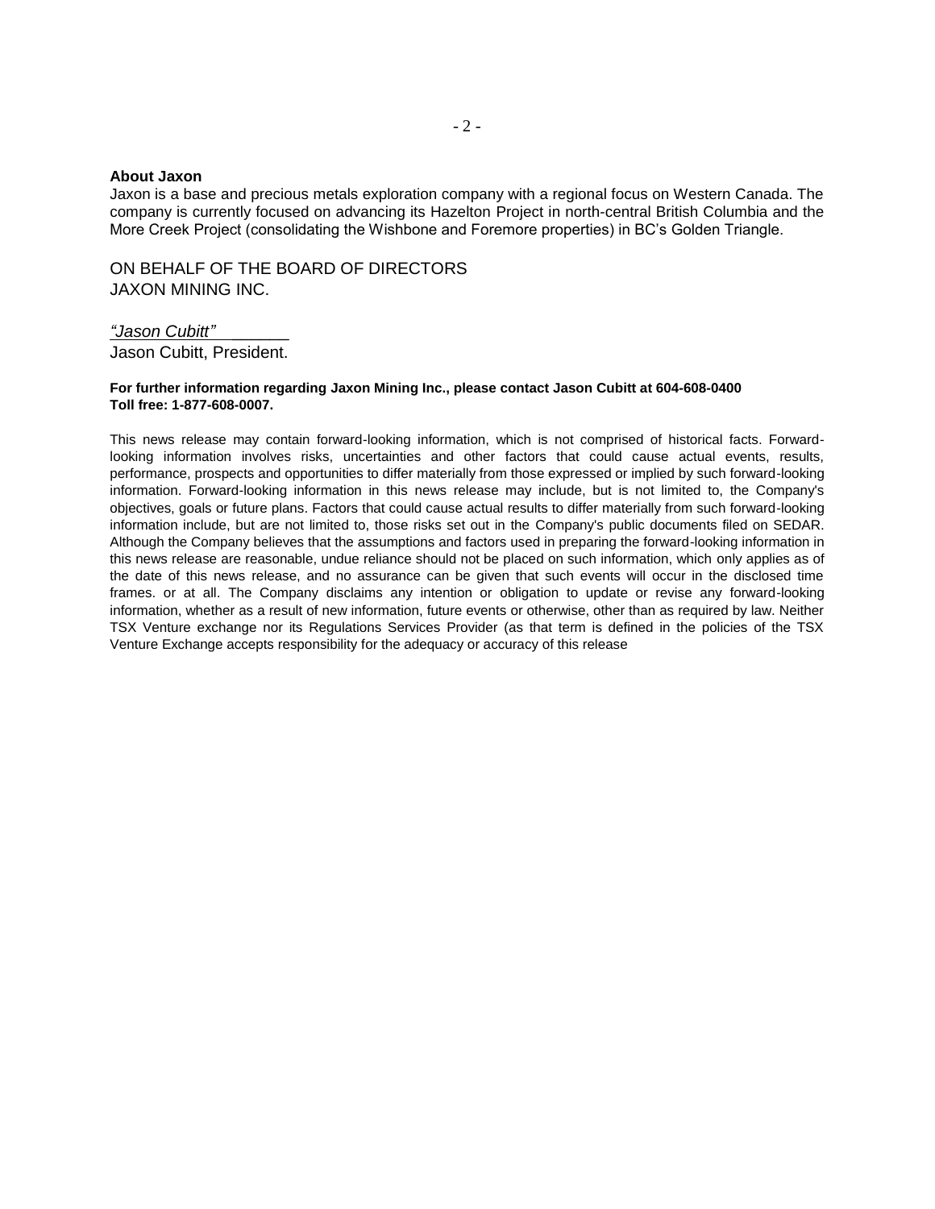**About Jaxon**

Jaxon is a base and precious metals exploration company with a regional focus on Western Canada. The company is currently focused on advancing its Hazelton Project in north-central British Columbia and the More Creek Project (consolidating the Wishbone and Foremore properties) in BC's Golden Triangle.

ON BEHALF OF THE BOARD OF DIRECTORS
JAXON MINING INC.

*"Jason Cubitt"*
Jason Cubitt, President.

**For further information regarding Jaxon Mining Inc., please contact Jason Cubitt at 604-608-0400**
**Toll free: 1-877-608-0007.**

This news release may contain forward-looking information, which is not comprised of historical facts. Forward-looking information involves risks, uncertainties and other factors that could cause actual events, results, performance, prospects and opportunities to differ materially from those expressed or implied by such forward-looking information. Forward-looking information in this news release may include, but is not limited to, the Company's objectives, goals or future plans. Factors that could cause actual results to differ materially from such forward-looking information include, but are not limited to, those risks set out in the Company's public documents filed on SEDAR. Although the Company believes that the assumptions and factors used in preparing the forward-looking information in this news release are reasonable, undue reliance should not be placed on such information, which only applies as of the date of this news release, and no assurance can be given that such events will occur in the disclosed time frames. or at all. The Company disclaims any intention or obligation to update or revise any forward-looking information, whether as a result of new information, future events or otherwise, other than as required by law. Neither TSX Venture exchange nor its Regulations Services Provider (as that term is defined in the policies of the TSX Venture Exchange accepts responsibility for the adequacy or accuracy of this release